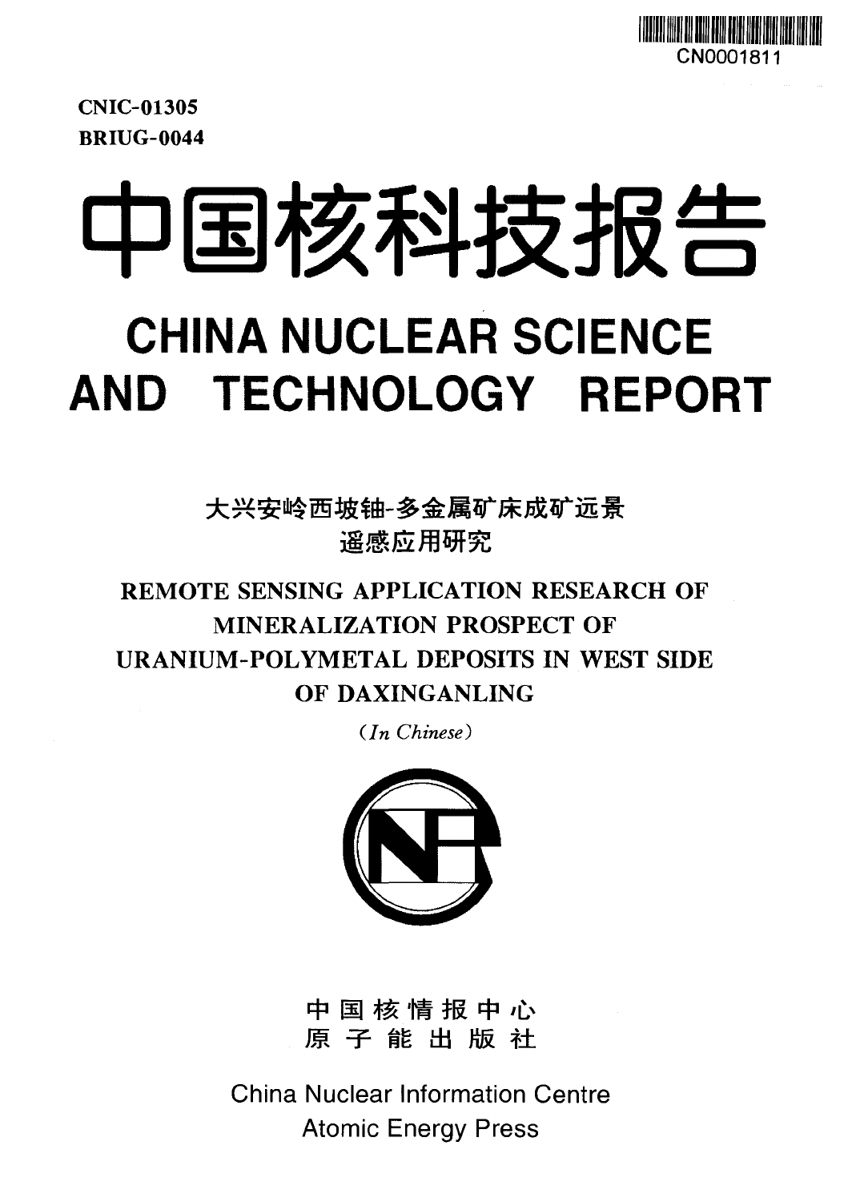CN0001811

**CNIC-01305**
**BRIUG-0044**

# 中国核科技报告

# CHINA NUCLEAR SCIENCE AND TECHNOLOGY REPORT

## 大兴安岭西坡铀-多金属矿床成矿远景遥感应用研究

## REMOTE SENSING APPLICATION RESEARCH OF MINERALIZATION PROSPECT OF URANIUM-POLYMETAL DEPOSITS IN WEST SIDE OF DAXINGANLING

*(In Chinese)*

中 国 核 情 报 中 心
原 子 能 出 版 社

China Nuclear Information Centre
Atomic Energy Press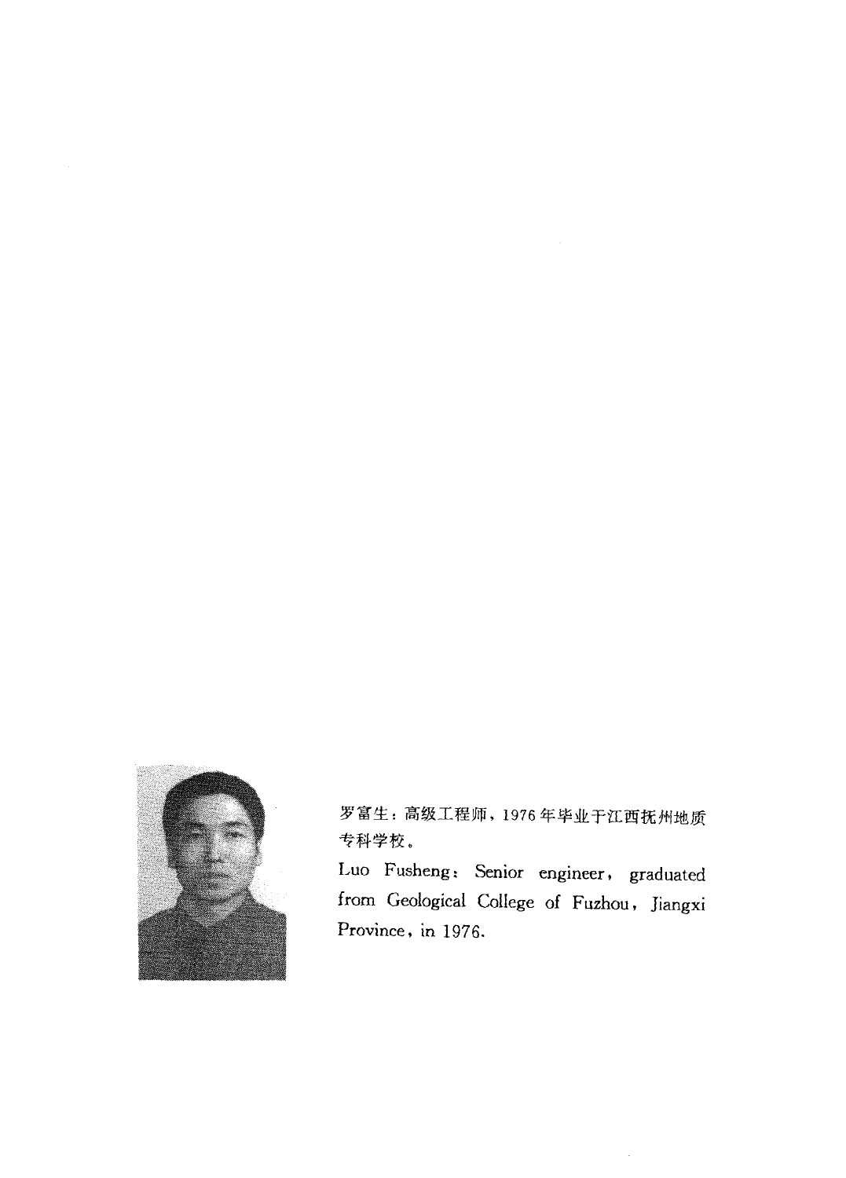罗富生：高级工程师，1976年毕业于江西抚州地质专科学校。

Luo Fusheng: Senior engineer, graduated from Geological College of Fuzhou, Jiangxi Province, in 1976.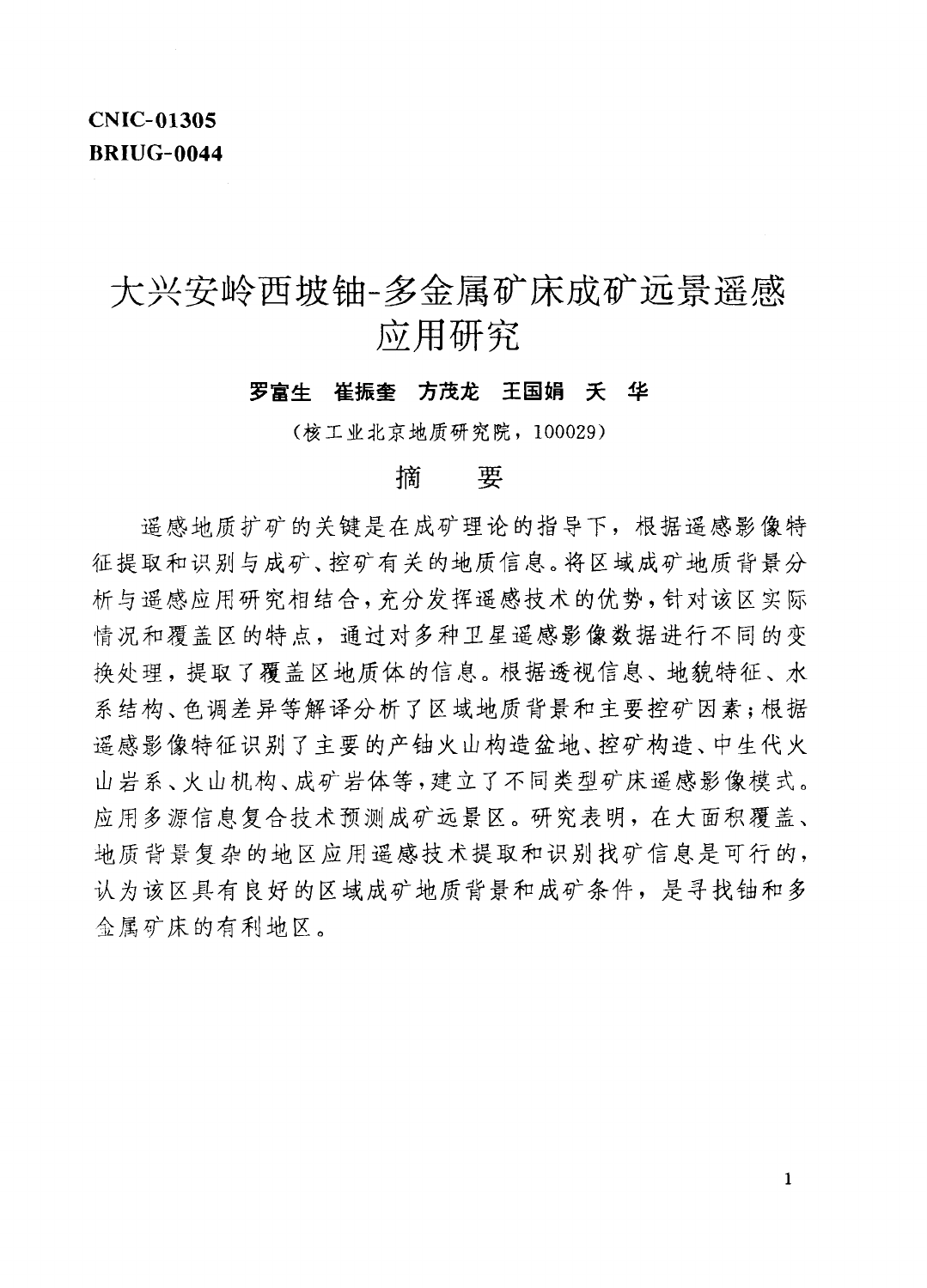**CNIC-01305**
**BRIUG-0044**

# 大兴安岭西坡铀-多金属矿床成矿远景遥感应用研究

**罗富生　崔振奎　方茂龙　王国娟　天　华**

（核工业北京地质研究院，100029）

## 摘　要

遥感地质找矿的关键是在成矿理论的指导下，根据遥感影像特征提取和识别与成矿、控矿有关的地质信息。将区域成矿地质背景分析与遥感应用研究相结合，充分发挥遥感技术的优势，针对该区实际情况和覆盖区的特点，通过对多种卫星遥感影像数据进行不同的变换处理，提取了覆盖区地质体的信息。根据透视信息、地貌特征、水系结构、色调差异等解译分析了区域地质背景和主要控矿因素；根据遥感影像特征识别了主要的产铀火山构造盆地、控矿构造、中生代火山岩系、火山机构、成矿岩体等，建立了不同类型矿床遥感影像模式。应用多源信息复合技术预测成矿远景区。研究表明，在大面积覆盖、地质背景复杂的地区应用遥感技术提取和识别找矿信息是可行的，认为该区具有良好的区域成矿地质背景和成矿条件，是寻找铀和多金属矿床的有利地区。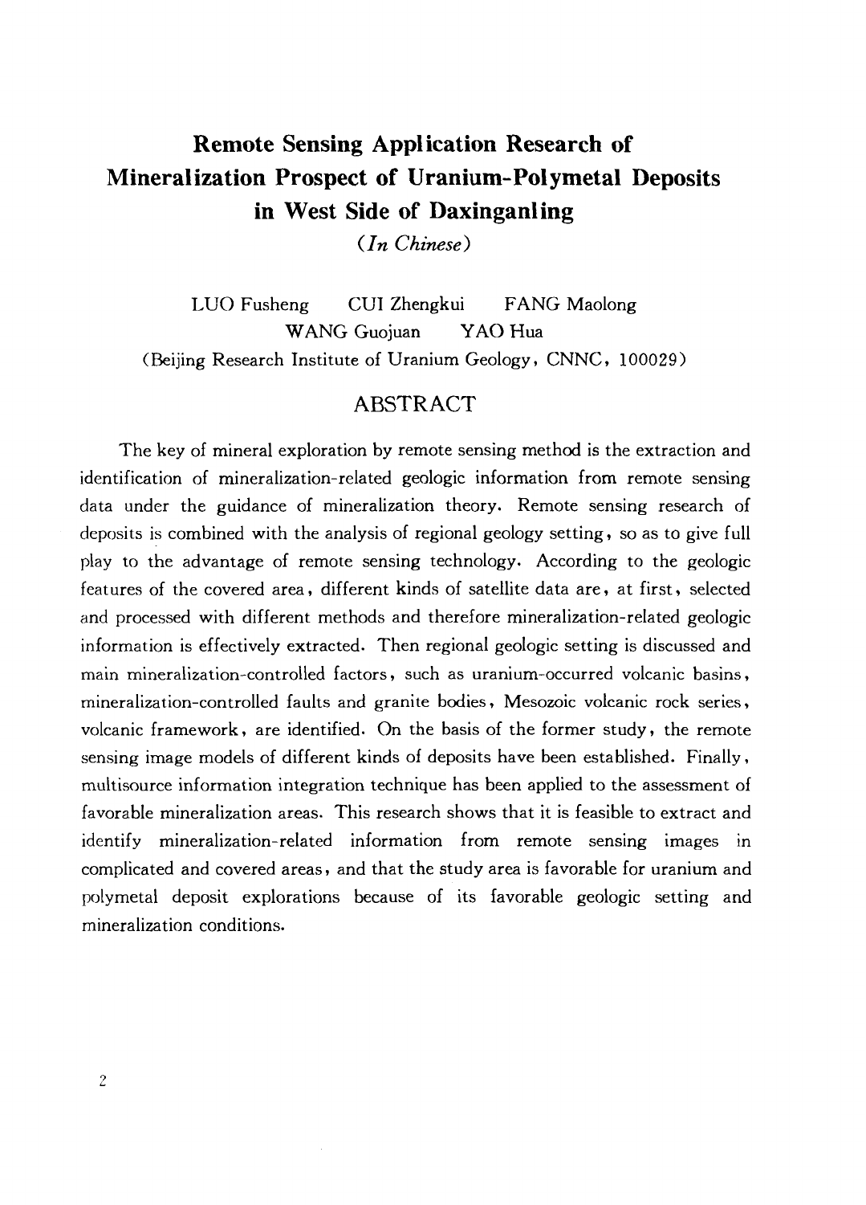# Remote Sensing Application Research of Mineralization Prospect of Uranium-Polymetal Deposits in West Side of Daxinganling

*(In Chinese)*

LUO Fusheng　CUI Zhengkui　FANG Maolong
WANG Guojuan　YAO Hua

(Beijing Research Institute of Uranium Geology, CNNC, 100029)

## ABSTRACT

The key of mineral exploration by remote sensing method is the extraction and identification of mineralization-related geologic information from remote sensing data under the guidance of mineralization theory. Remote sensing research of deposits is combined with the analysis of regional geology setting, so as to give full play to the advantage of remote sensing technology. According to the geologic features of the covered area, different kinds of satellite data are, at first, selected and processed with different methods and therefore mineralization-related geologic information is effectively extracted. Then regional geologic setting is discussed and main mineralization-controlled factors, such as uranium-occurred volcanic basins, mineralization-controlled faults and granite bodies, Mesozoic volcanic rock series, volcanic framework, are identified. On the basis of the former study, the remote sensing image models of different kinds of deposits have been established. Finally, multisource information integration technique has been applied to the assessment of favorable mineralization areas. This research shows that it is feasible to extract and identify mineralization-related information from remote sensing images in complicated and covered areas, and that the study area is favorable for uranium and polymetal deposit explorations because of its favorable geologic setting and mineralization conditions.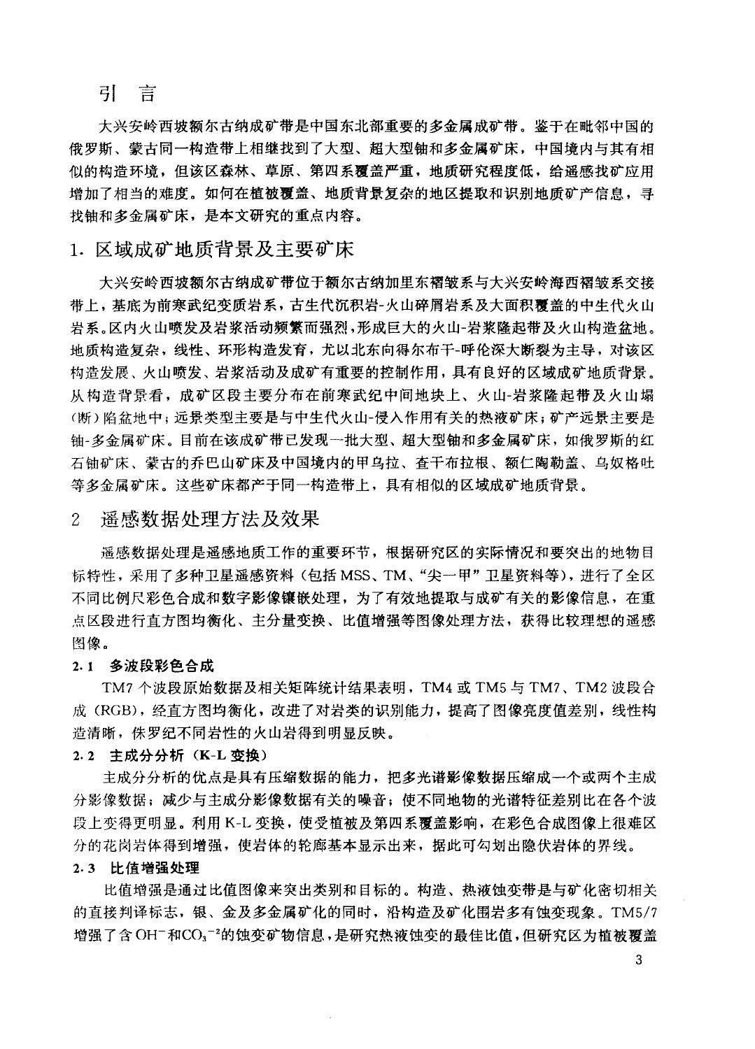## 引　言

大兴安岭西坡额尔古纳成矿带是中国东北部重要的多金属成矿带。鉴于在毗邻中国的俄罗斯、蒙古同一构造带上相继找到了大型、超大型铀和多金属矿床，中国境内与其有相似的构造环境，但该区森林、草原、第四系覆盖严重，地质研究程度低，给遥感找矿应用增加了相当的难度。如何在植被覆盖、地质背景复杂的地区提取和识别地质矿产信息，寻找铀和多金属矿床，是本文研究的重点内容。

## 1. 区域成矿地质背景及主要矿床

大兴安岭西坡额尔古纳成矿带位于额尔古纳加里东褶皱系与大兴安岭海西褶皱系交接带上，基底为前寒武纪变质岩系，古生代沉积岩-火山碎屑岩系及大面积覆盖的中生代火山岩系。区内火山喷发及岩浆活动频繁而强烈，形成巨大的火山-岩浆隆起带及火山构造盆地。地质构造复杂，线性、环形构造发育，尤以北东向得尔布干-呼伦深大断裂为主导，对该区构造发展、火山喷发、岩浆活动及成矿有重要的控制作用，具有良好的区域成矿地质背景。从构造背景看，成矿区段主要分布在前寒武纪中间地块上、火山-岩浆隆起带及火山塌（断）陷盆地中；远景类型主要是与中生代火山-侵入作用有关的热液矿床；矿产远景主要是铀-多金属矿床。目前在该成矿带已发现一批大型、超大型铀和多金属矿床，如俄罗斯的红石铀矿床、蒙古的乔巴山矿床及中国境内的甲乌拉、查干布拉根、额仁陶勒盖、乌奴格吐等多金属矿床。这些矿床都产于同一构造带上，具有相似的区域成矿地质背景。

## 2　遥感数据处理方法及效果

遥感数据处理是遥感地质工作的重要环节，根据研究区的实际情况和要突出的地物目标特性，采用了多种卫星遥感资料（包括 MSS、TM、"尖一甲"卫星资料等），进行了全区不同比例尺彩色合成和数字影像镶嵌处理，为了有效地提取与成矿有关的影像信息，在重点区段进行直方图均衡化、主分量变换、比值增强等图像处理方法，获得比较理想的遥感图像。

### 2.1　多波段彩色合成

TM7 个波段原始数据及相关矩阵统计结果表明，TM4 或 TM5 与 TM7、TM2 波段合成（RGB），经直方图均衡化，改进了对岩类的识别能力，提高了图像亮度值差别，线性构造清晰，侏罗纪不同岩性的火山岩得到明显反映。

### 2.2　主成分分析（K-L 变换）

主成分分析的优点是具有压缩数据的能力，把多光谱影像数据压缩成一个或两个主成分影像数据；减少与主成分影像数据有关的噪音；使不同地物的光谱特征差别比在各个波段上变得更明显。利用 K-L 变换，使受植被及第四系覆盖影响，在彩色合成图像上很难区分的花岗岩体得到增强，使岩体的轮廓基本显示出来，据此可勾划出隐伏岩体的界线。

### 2.3　比值增强处理

比值增强是通过比值图像来突出类别和目标的。构造、热液蚀变带是与矿化密切相关的直接判译标志，银、金及多金属矿化的同时，沿构造及矿化围岩多有蚀变现象。TM5/7 增强了含 $OH^-$ 和 $CO_3^{-2}$ 的蚀变矿物信息，是研究热液蚀变的最佳比值，但研究区为植被覆盖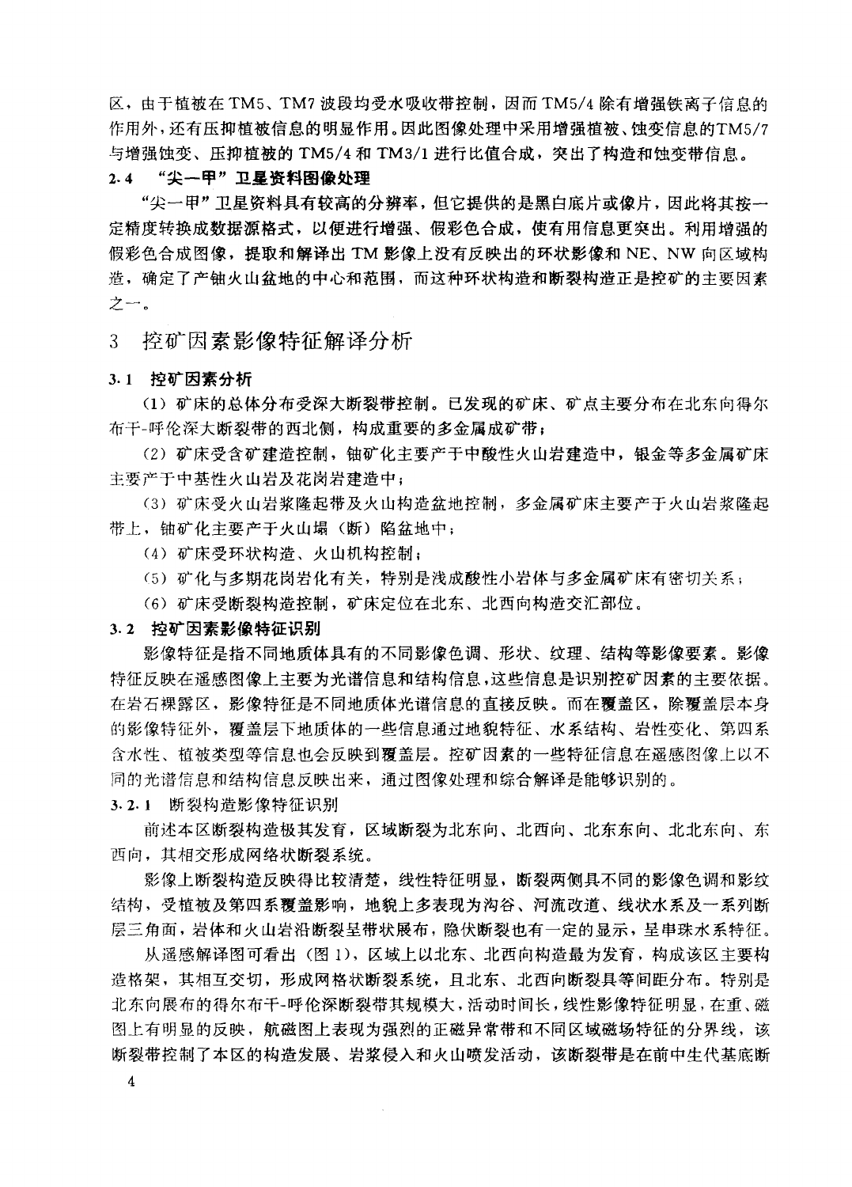区，由于植被在TM5、TM7波段均受水吸收带控制，因而TM5/4除有增强铁离子信息的作用外，还有压抑植被信息的明显作用。因此图像处理中采用增强植被、蚀变信息的TM5/7与增强蚀变、压抑植被的TM5/4和TM3/1进行比值合成，突出了构造和蚀变带信息。

### 2.4 “尖一甲”卫星资料图像处理

“尖一甲”卫星资料具有较高的分辨率，但它提供的是黑白底片或像片，因此将其按一定精度转换成数据源格式，以便进行增强、假彩色合成，使有用信息更突出。利用增强的假彩色合成图像，提取和解译出TM影像上没有反映出的环状影像和NE、NW向区域构造，确定了产铀火山盆地的中心和范围，而这种环状构造和断裂构造正是控矿的主要因素之一。

## 3 控矿因素影像特征解译分析

### 3.1 控矿因素分析

(1) 矿床的总体分布受深大断裂带控制。已发现的矿床、矿点主要分布在北东向得尔布干-呼伦深大断裂带的西北侧，构成重要的多金属成矿带；

(2) 矿床受含矿建造控制，铀矿化主要产于中酸性火山岩建造中，银金等多金属矿床主要产于中基性火山岩及花岗岩建造中；

(3) 矿床受火山岩浆隆起带及火山构造盆地控制，多金属矿床主要产于火山岩浆隆起带上，铀矿化主要产于火山塌（断）陷盆地中；

(4) 矿床受环状构造、火山机构控制；

(5) 矿化与多期花岗岩化有关，特别是浅成酸性小岩体与多金属矿床有密切关系；

(6) 矿床受断裂构造控制，矿床定位在北东、北西向构造交汇部位。

### 3.2 控矿因素影像特征识别

影像特征是指不同地质体具有的不同影像色调、形状、纹理、结构等影像要素。影像特征反映在遥感图像上主要为光谱信息和结构信息，这些信息是识别控矿因素的主要依据。在岩石裸露区，影像特征是不同地质体光谱信息的直接反映。而在覆盖区，除覆盖层本身的影像特征外，覆盖层下地质体的一些信息通过地貌特征、水系结构、岩性变化、第四系含水性、植被类型等信息也会反映到覆盖层。控矿因素的一些特征信息在遥感图像上以不同的光谱信息和结构信息反映出来，通过图像处理和综合解译是能够识别的。

#### 3.2.1 断裂构造影像特征识别

前述本区断裂构造极其发育，区域断裂为北东向、北西向、北东东向、北北东向、东西向，其相交形成网络状断裂系统。

影像上断裂构造反映得比较清楚，线性特征明显，断裂两侧具不同的影像色调和影纹结构，受植被及第四系覆盖影响，地貌上多表现为沟谷、河流改道、线状水系及一系列断层三角面，岩体和火山岩沿断裂呈带状展布，隐伏断裂也有一定的显示，呈串珠水系特征。

从遥感解译图可看出（图1），区域上以北东、北西向构造最为发育，构成该区主要构造格架，其相互交切，形成网格状断裂系统，且北东、北西向断裂具等间距分布。特别是北东向展布的得尔布干-呼伦深断裂带其规模大，活动时间长，线性影像特征明显，在重、磁图上有明显的反映，航磁图上表现为强烈的正磁异常带和不同区域磁场特征的分界线，该断裂带控制了本区的构造发展、岩浆侵入和火山喷发活动，该断裂带是在前中生代基底断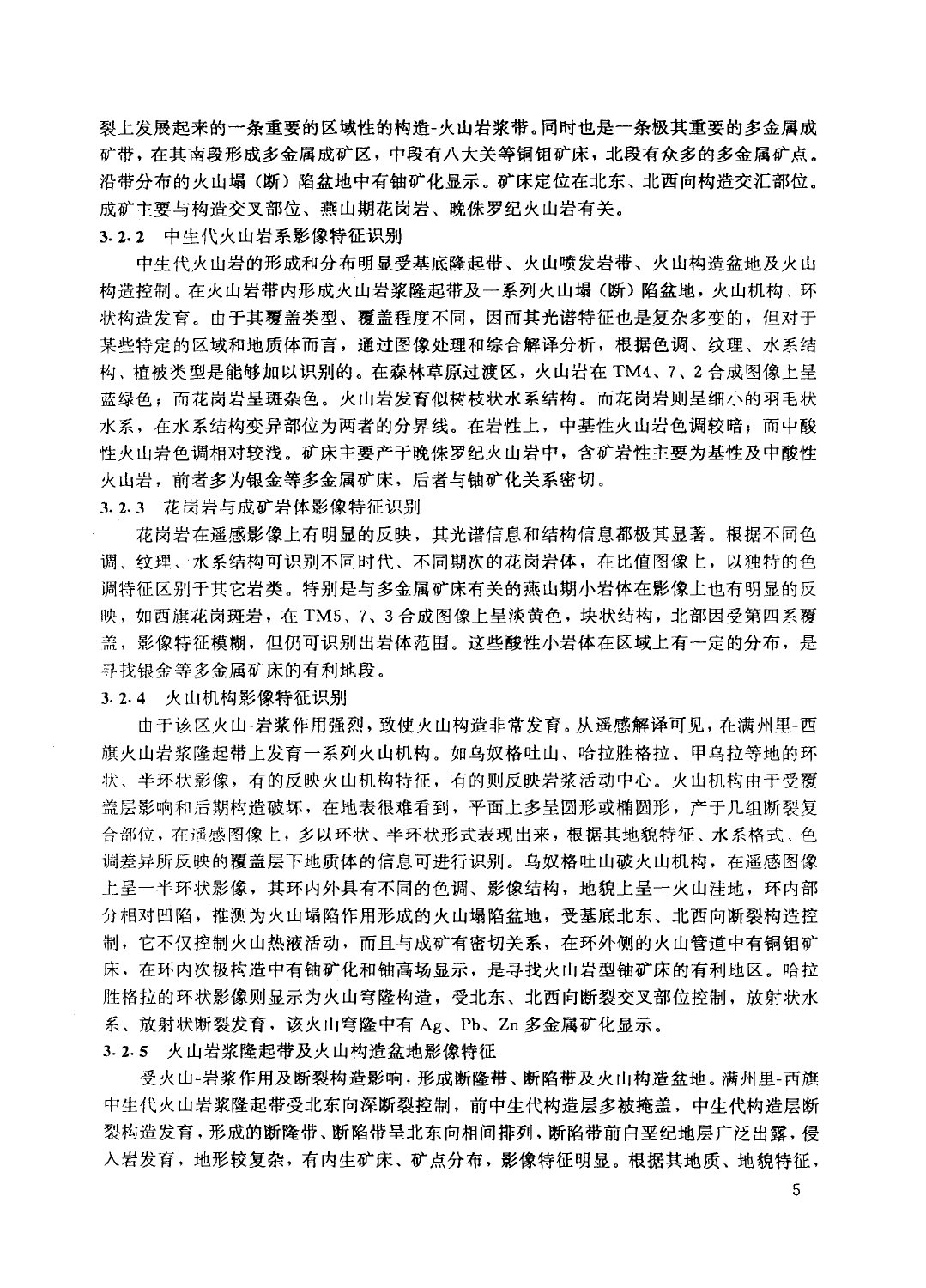裂上发展起来的一条重要的区域性的构造-火山岩浆带。同时也是一条极其重要的多金属成矿带，在其南段形成多金属成矿区，中段有八大关等铜钼矿床，北段有众多的多金属矿点。沿带分布的火山塌（断）陷盆地中有铀矿化显示。矿床定位在北东、北西向构造交汇部位。成矿主要与构造交叉部位、燕山期花岗岩、晚侏罗纪火山岩有关。

### 3.2.2 中生代火山岩系影像特征识别

中生代火山岩的形成和分布明显受基底隆起带、火山喷发岩带、火山构造盆地及火山构造控制。在火山岩带内形成火山岩浆隆起带及一系列火山塌（断）陷盆地，火山机构、环状构造发育。由于其覆盖类型、覆盖程度不同，因而其光谱特征也是复杂多变的，但对于某些特定的区域和地质体而言，通过图像处理和综合解译分析，根据色调、纹理、水系结构、植被类型是能够加以识别的。在森林草原过渡区，火山岩在TM4、7、2合成图像上呈蓝绿色；而花岗岩呈斑杂色。火山岩发育似树枝状水系结构。而花岗岩则呈细小的羽毛状水系，在水系结构变异部位为两者的分界线。在岩性上，中基性火山岩色调较暗；而中酸性火山岩色调相对较浅。矿床主要产于晚侏罗纪火山岩中，含矿岩性主要为基性及中酸性火山岩，前者多为银金等多金属矿床，后者与铀矿化关系密切。

### 3.2.3 花岗岩与成矿岩体影像特征识别

花岗岩在遥感影像上有明显的反映，其光谱信息和结构信息都极其显著。根据不同色调、纹理、水系结构可识别不同时代、不同期次的花岗岩体，在比值图像上，以独特的色调特征区别于其它岩类。特别是与多金属矿床有关的燕山期小岩体在影像上也有明显的反映，如西旗花岗斑岩，在TM5、7、3合成图像上呈淡黄色，块状结构，北部因受第四系覆盖，影像特征模糊，但仍可识别出岩体范围。这些酸性小岩体在区域上有一定的分布，是寻找银金等多金属矿床的有利地段。

### 3.2.4 火山机构影像特征识别

由于该区火山-岩浆作用强烈，致使火山构造非常发育。从遥感解译可见，在满洲里-西旗火山岩浆隆起带上发育一系列火山机构。如乌奴格吐山、哈拉胜格拉、甲乌拉等地的环状、半环状影像，有的反映火山机构特征，有的则反映岩浆活动中心。火山机构由于受覆盖层影响和后期构造破坏，在地表很难看到，平面上多呈圆形或椭圆形，产于几组断裂复合部位，在遥感图像上，多以环状、半环状形式表现出来，根据其地貌特征、水系格式、色调差异所反映的覆盖层下地质体的信息可进行识别。乌奴格吐山破火山机构，在遥感图像上呈一半环状影像，其环内外具有不同的色调、影像结构，地貌上呈一火山洼地，环内部分相对凹陷，推测为火山塌陷作用形成的火山塌陷盆地，受基底北东、北西向断裂构造控制，它不仅控制火山热液活动，而且与成矿有密切关系，在环外侧的火山管道中有铜钼矿床，在环内次极构造中有铀矿化和铀高场显示，是寻找火山岩型铀矿床的有利地区。哈拉胜格拉的环状影像则显示为火山穹隆构造，受北东、北西向断裂交叉部位控制，放射状水系、放射状断裂发育，该火山穹隆中有Ag、Pb、Zn多金属矿化显示。

### 3.2.5 火山岩浆隆起带及火山构造盆地影像特征

受火山-岩浆作用及断裂构造影响，形成断隆带、断陷带及火山构造盆地。满洲里-西旗中生代火山岩浆隆起带受北东向深断裂控制，前中生代构造层多被掩盖，中生代构造层断裂构造发育，形成的断隆带、断陷带呈北东向相间排列，断陷带前白垩纪地层广泛出露，侵入岩发育，地形较复杂，有内生矿床、矿点分布，影像特征明显。根据其地质、地貌特征，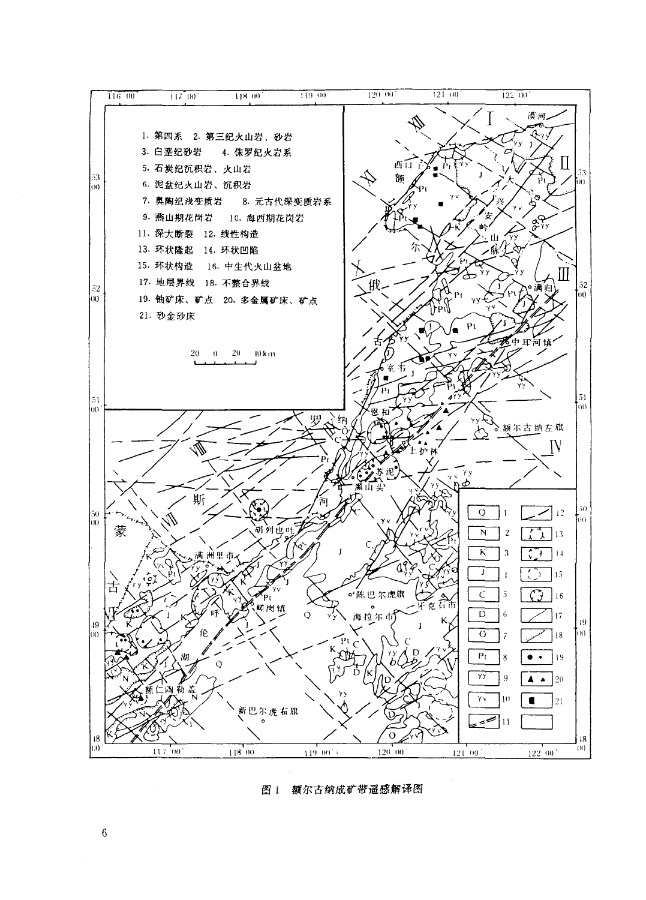1. 第四系 2. 第三纪火山岩、砂岩
3. 白垩纪砂岩 4. 侏罗纪火岩系
5. 石炭纪沉积岩、火山岩
6. 泥盆纪火山岩、沉积岩
7. 奥陶纪浅变质岩 8. 元古代深变质岩系
9. 燕山期花岗岩 10. 海西期花岗岩
11. 深大断裂 12. 线性构造
13. 环状隆起 14. 环状凹陷
15. 环状构造 16. 中生代火山盆地
17. 地层界线 18. 不整合界线
19. 铀矿床、矿点 20. 多金属矿床、矿点
21. 砂金砂床

图 1 额尔古纳成矿带遥感解译图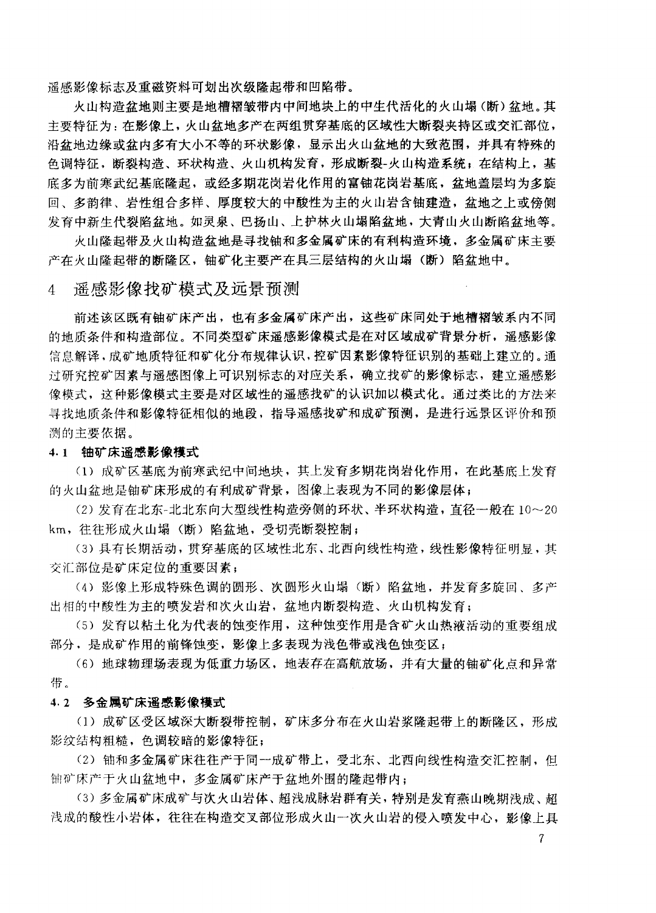遥感影像标志及重磁资料可划出次级隆起带和凹陷带。

火山构造盆地则主要是地槽褶皱带内中间地块上的中生代活化的火山塌（断）盆地。其主要特征为：在影像上，火山盆地多产在两组贯穿基底的区域性大断裂夹持区或交汇部位，沿盆地边缘或盆内多有大小不等的环状影像，显示出火山盆地的大致范围，并具有特殊的色调特征，断裂构造、环状构造、火山机构发育，形成断裂-火山构造系统；在结构上，基底多为前寒武纪基底隆起，或经多期花岗岩化作用的富铀花岗岩基底，盆地盖层均为多旋回、多韵律、岩性组合多样、厚度较大的中酸性为主的火山岩含铀建造，盆地之上或傍侧发育中新生代裂陷盆地。如灵泉、巴扬山、上护林火山塌陷盆地，大青山火山断陷盆地等。

火山隆起带及火山构造盆地是寻找铀和多金属矿床的有利构造环境，多金属矿床主要产在火山隆起带的断隆区，铀矿化主要产在具三层结构的火山塌（断）陷盆地中。

## 4 遥感影像找矿模式及远景预测

前述该区既有铀矿床产出，也有多金属矿床产出，这些矿床同处于地槽褶皱系内不同的地质条件和构造部位。不同类型矿床遥感影像模式是在对区域成矿背景分析，遥感影像信息解译，成矿地质特征和矿化分布规律认识，控矿因素影像特征识别的基础上建立的。通过研究控矿因素与遥感图像上可识别标志的对应关系，确立找矿的影像标志，建立遥感影像模式，这种影像模式主要是对区域性的遥感找矿的认识加以模式化。通过类比的方法来寻找地质条件和影像特征相似的地段，指导遥感找矿和成矿预测，是进行远景区评价和预测的主要依据。

### 4.1 铀矿床遥感影像模式

(1) 成矿区基底为前寒武纪中间地块，其上发育多期花岗岩化作用，在此基底上发育的火山盆地是铀矿床形成的有利成矿背景，图像上表现为不同的影像层体；

(2) 发育在北东-北北东向大型线性构造旁侧的环状、半环状构造，直径一般在 10～20 km，往往形成火山塌（断）陷盆地，受切壳断裂控制；

(3) 具有长期活动，贯穿基底的区域性北东、北西向线性构造，线性影像特征明显，其交汇部位是矿床定位的重要因素；

(4) 影像上形成特殊色调的圆形、次圆形火山塌（断）陷盆地，并发育多旋回、多产出相的中酸性为主的喷发岩和次火山岩，盆地内断裂构造、火山机构发育；

(5) 发育以粘土化为代表的蚀变作用，这种蚀变作用是含矿火山热液活动的重要组成部分，是成矿作用的前锋蚀变，影像上多表现为浅色带或浅色蚀变区；

(6) 地球物理场表现为低重力场区，地表存在高航放场，并有大量的铀矿化点和异常带。

### 4.2 多金属矿床遥感影像模式

(1) 成矿区受区域深大断裂带控制，矿床多分布在火山岩浆隆起带上的断隆区，形成影纹结构粗糙，色调较暗的影像特征；

(2) 铀和多金属矿床往往产于同一成矿带上，受北东、北西向线性构造交汇控制，但铀矿床产于火山盆地中，多金属矿床产于盆地外围的隆起带内；

(3) 多金属矿床成矿与次火山岩体、超浅成脉岩群有关，特别是发育燕山晚期浅成、超浅成的酸性小岩体，往往在构造交叉部位形成火山一次火山岩的侵入喷发中心，影像上具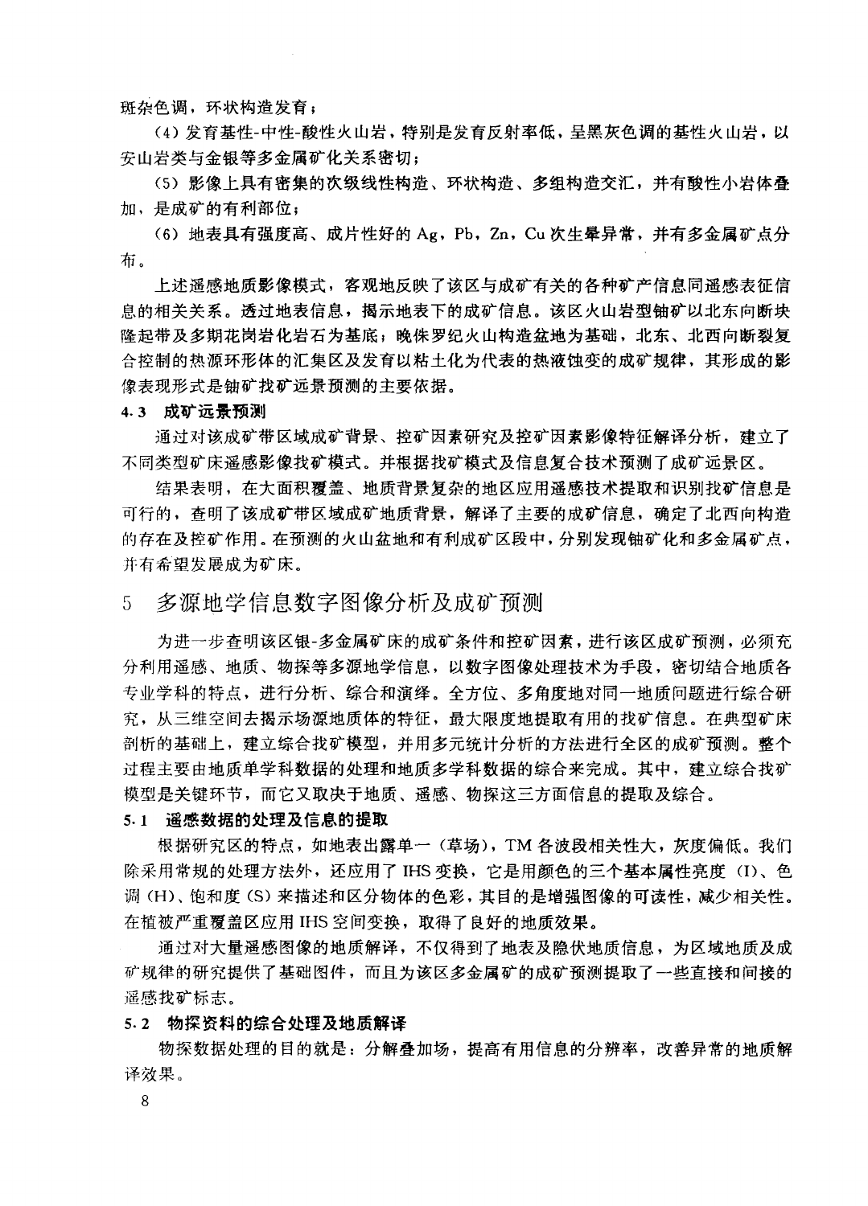斑杂色调，环状构造发育；

（4）发育基性-中性-酸性火山岩，特别是发育反射率低，呈黑灰色调的基性火山岩，以安山岩类与金银等多金属矿化关系密切；

（5）影像上具有密集的次级线性构造、环状构造、多组构造交汇，并有酸性小岩体叠加，是成矿的有利部位；

（6）地表具有强度高、成片性好的 Ag，Pb，Zn，Cu 次生晕异常，并有多金属矿点分布。

上述遥感地质影像模式，客观地反映了该区与成矿有关的各种矿产信息同遥感表征信息的相关关系。透过地表信息，揭示地表下的成矿信息。该区火山岩型铀矿以北东向断块隆起带及多期花岗岩化岩石为基底；晚侏罗纪火山构造盆地为基础，北东、北西向断裂复合控制的热源环形体的汇集区及发育以粘土化为代表的热液蚀变的成矿规律，其形成的影像表现形式是铀矿找矿远景预测的主要依据。

### 4.3 成矿远景预测

通过对该成矿带区域成矿背景、控矿因素研究及控矿因素影像特征解译分析，建立了不同类型矿床遥感影像找矿模式。并根据找矿模式及信息复合技术预测了成矿远景区。

结果表明，在大面积覆盖、地质背景复杂的地区应用遥感技术提取和识别找矿信息是可行的，查明了该成矿带区域成矿地质背景，解译了主要的成矿信息，确定了北西向构造的存在及控矿作用。在预测的火山盆地和有利成矿区段中，分别发现铀矿化和多金属矿点，并有希望发展成为矿床。

## 5 多源地学信息数字图像分析及成矿预测

为进一步查明该区银-多金属矿床的成矿条件和控矿因素，进行该区成矿预测，必须充分利用遥感、地质、物探等多源地学信息，以数字图像处理技术为手段，密切结合地质各专业学科的特点，进行分析、综合和演绎。全方位、多角度地对同一地质问题进行综合研究，从三维空间去揭示场源地质体的特征，最大限度地提取有用的找矿信息。在典型矿床剖析的基础上，建立综合找矿模型，并用多元统计分析的方法进行全区的成矿预测。整个过程主要由地质单学科数据的处理和地质多学科数据的综合来完成。其中，建立综合找矿模型是关键环节，而它又取决于地质、遥感、物探这三方面信息的提取及综合。

### 5.1 遥感数据的处理及信息的提取

根据研究区的特点，如地表出露单一（草场），TM 各波段相关性大，灰度偏低。我们除采用常规的处理方法外，还应用了 IHS 变换，它是用颜色的三个基本属性亮度（I）、色调（H）、饱和度（S）来描述和区分物体的色彩，其目的是增强图像的可读性，减少相关性。在植被严重覆盖区应用 IHS 空间变换，取得了良好的地质效果。

通过对大量遥感图像的地质解译，不仅得到了地表及隐伏地质信息，为区域地质及成矿规律的研究提供了基础图件，而且为该区多金属矿的成矿预测提取了一些直接和间接的遥感找矿标志。

### 5.2 物探资料的综合处理及地质解译

物探数据处理的目的就是：分解叠加场，提高有用信息的分辨率，改善异常的地质解译效果。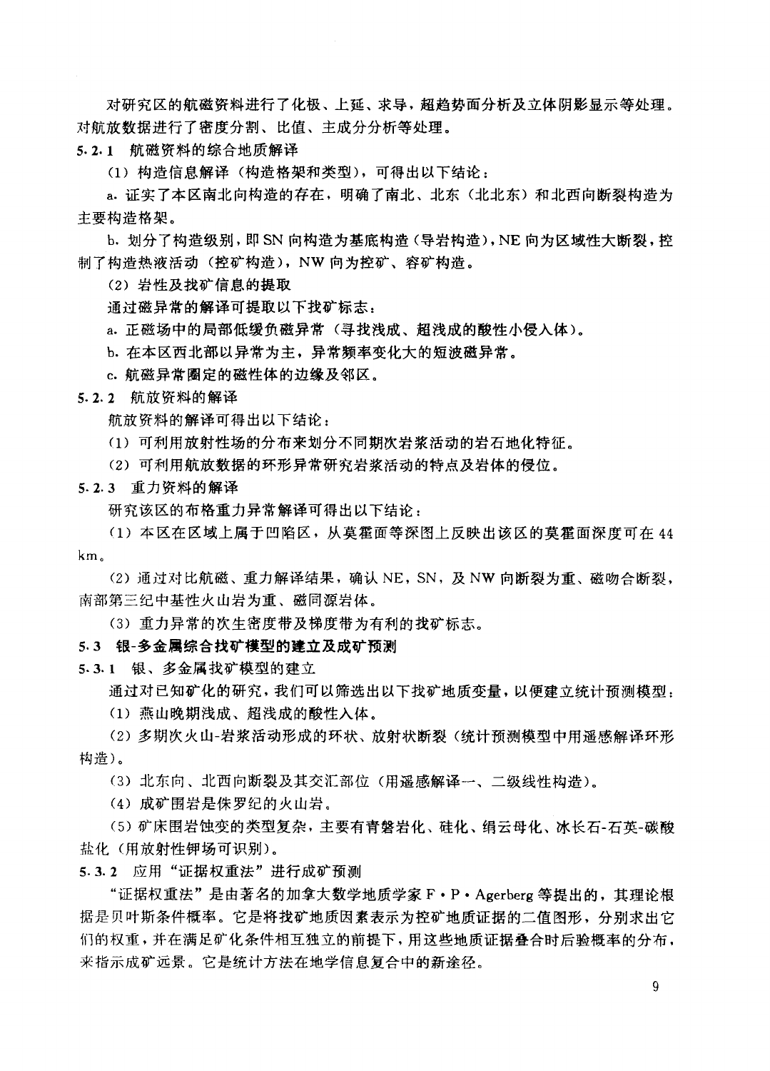对研究区的航磁资料进行了化极、上延、求导，超趋势面分析及立体阴影显示等处理。对航放数据进行了密度分割、比值、主成分分析等处理。

### 5.2.1 航磁资料的综合地质解译

(1) 构造信息解译（构造格架和类型），可得出以下结论：

a. 证实了本区南北向构造的存在，明确了南北、北东（北北东）和北西向断裂构造为主要构造格架。

b. 划分了构造级别，即 SN 向构造为基底构造（导岩构造），NE 向为区域性大断裂，控制了构造热液活动（控矿构造），NW 向为控矿、容矿构造。

(2) 岩性及找矿信息的提取

通过磁异常的解译可提取以下找矿标志：

a. 正磁场中的局部低缓负磁异常（寻找浅成、超浅成的酸性小侵入体）。

b. 在本区西北部以异常为主，异常频率变化大的短波磁异常。

c. 航磁异常圈定的磁性体的边缘及邻区。

### 5.2.2 航放资料的解译

航放资料的解译可得出以下结论：

(1) 可利用放射性场的分布来划分不同期次岩浆活动的岩石地化特征。

(2) 可利用航放数据的环形异常研究岩浆活动的特点及岩体的侵位。

### 5.2.3 重力资料的解译

研究该区的布格重力异常解译可得出以下结论：

(1) 本区在区域上属于凹陷区，从莫霍面等深图上反映出该区的莫霍面深度可在 44 km。

(2) 通过对比航磁、重力解译结果，确认 NE，SN，及 NW 向断裂为重、磁吻合断裂，南部第三纪中基性火山岩为重、磁同源岩体。

(3) 重力异常的次生密度带及梯度带为有利的找矿标志。

## 5.3 银-多金属综合找矿模型的建立及成矿预测

### 5.3.1 银、多金属找矿模型的建立

通过对已知矿化的研究，我们可以筛选出以下找矿地质变量，以便建立统计预测模型：

(1) 燕山晚期浅成、超浅成的酸性入体。

(2) 多期次火山-岩浆活动形成的环状、放射状断裂（统计预测模型中用遥感解译环形构造）。

(3) 北东向、北西向断裂及其交汇部位（用遥感解译一、二级线性构造）。

(4) 成矿围岩是侏罗纪的火山岩。

(5) 矿床围岩蚀变的类型复杂，主要有青磐岩化、硅化、绢云母化、冰长石-石英-碳酸盐化（用放射性钾场可识别）。

### 5.3.2 应用“证据权重法”进行成矿预测

“证据权重法”是由著名的加拿大数学地质学家 F·P·Agerberg 等提出的，其理论根据是贝叶斯条件概率。它是将找矿地质因素表示为控矿地质证据的二值图形，分别求出它们的权重，并在满足矿化条件相互独立的前提下，用这些地质证据叠合时后验概率的分布，来指示成矿远景。它是统计方法在地学信息复合中的新途径。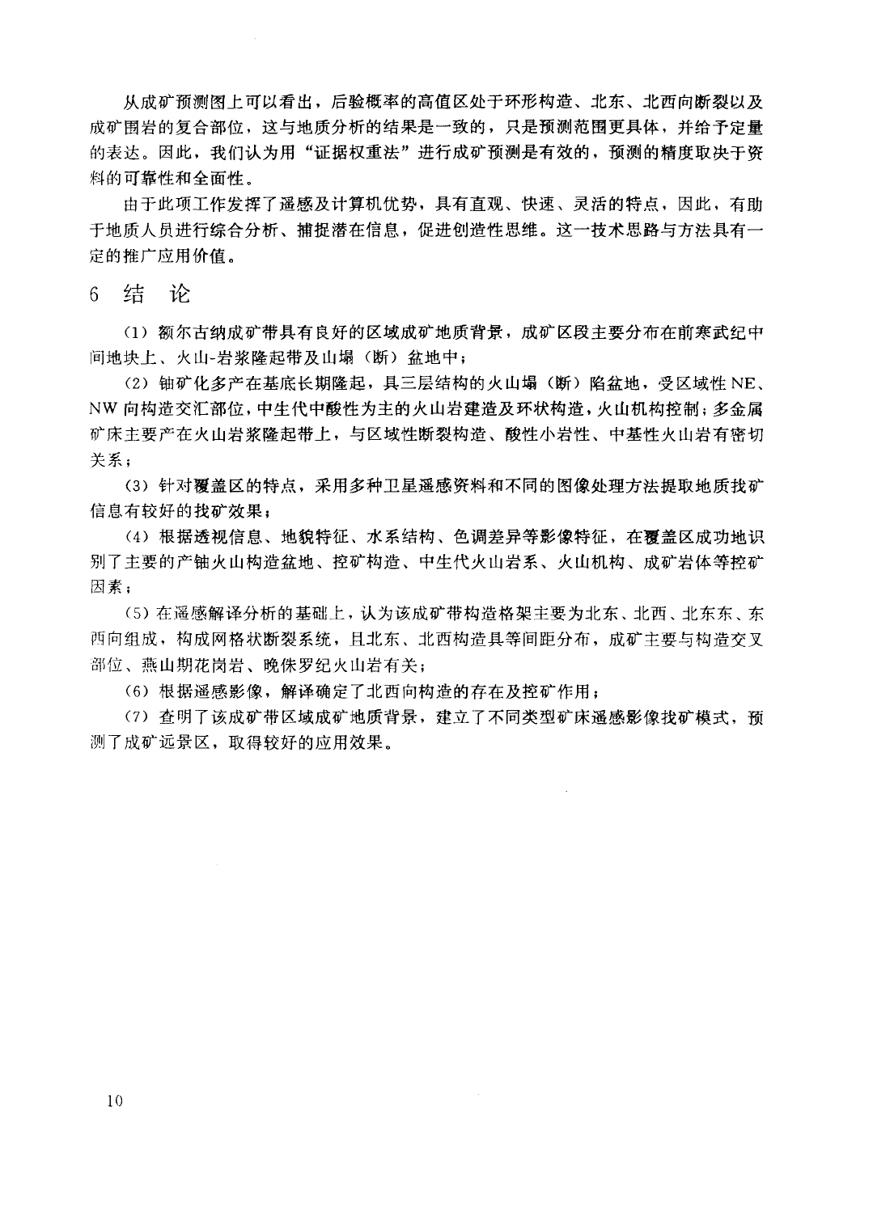从成矿预测图上可以看出，后验概率的高值区处于环形构造、北东、北西向断裂以及成矿围岩的复合部位，这与地质分析的结果是一致的，只是预测范围更具体，并给予定量的表达。因此，我们认为用“证据权重法”进行成矿预测是有效的，预测的精度取决于资料的可靠性和全面性。

由于此项工作发挥了遥感及计算机优势，具有直观、快速、灵活的特点，因此，有助于地质人员进行综合分析、捕捉潜在信息，促进创造性思维。这一技术思路与方法具有一定的推广应用价值。

## 6 结 论

(1) 额尔古纳成矿带具有良好的区域成矿地质背景，成矿区段主要分布在前寒武纪中间地块上、火山-岩浆隆起带及山塌（断）盆地中；

(2) 铀矿化多产在基底长期隆起，具三层结构的火山塌（断）陷盆地，受区域性NE、NW向构造交汇部位，中生代中酸性为主的火山岩建造及环状构造，火山机构控制；多金属矿床主要产在火山岩浆隆起带上，与区域性断裂构造、酸性小岩性、中基性火山岩有密切关系；

(3) 针对覆盖区的特点，采用多种卫星遥感资料和不同的图像处理方法提取地质找矿信息有较好的找矿效果；

(4) 根据透视信息、地貌特征、水系结构、色调差异等影像特征，在覆盖区成功地识别了主要的产铀火山构造盆地、控矿构造、中生代火山岩系、火山机构、成矿岩体等控矿因素；

(5) 在遥感解译分析的基础上，认为该成矿带构造格架主要为北东、北西、北东东、东西向组成，构成网格状断裂系统，且北东、北西构造具等间距分布，成矿主要与构造交叉部位、燕山期花岗岩、晚侏罗纪火山岩有关；

(6) 根据遥感影像，解译确定了北西向构造的存在及控矿作用；

(7) 查明了该成矿带区域成矿地质背景，建立了不同类型矿床遥感影像找矿模式，预测了成矿远景区，取得较好的应用效果。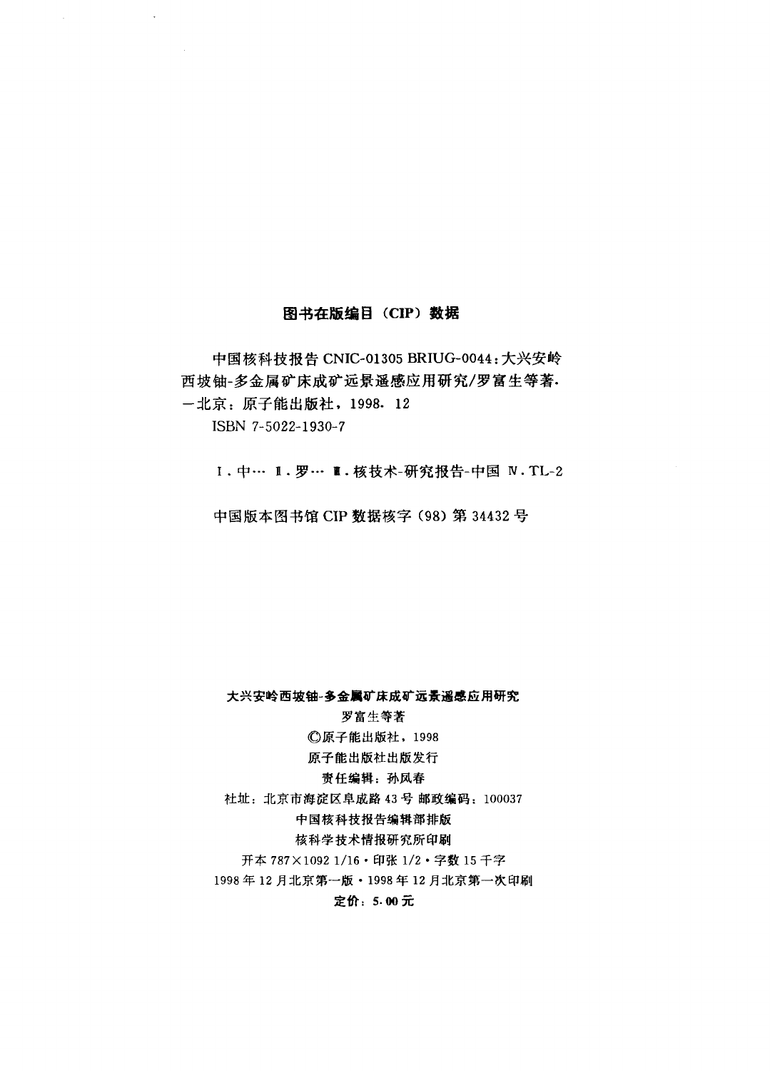**图书在版编目（CIP）数据**

中国核科技报告 CNIC-01305 BRIUG-0044：大兴安岭西坡铀-多金属矿床成矿远景遥感应用研究/罗富生等著. —北京：原子能出版社，1998. 12

ISBN 7-5022-1930-7

Ⅰ. 中… Ⅱ. 罗… Ⅲ. 核技术-研究报告-中国 Ⅳ. TL-2

中国版本图书馆 CIP 数据核字（98）第 34432 号

**大兴安岭西坡铀-多金属矿床成矿远景遥感应用研究**

罗富生等著

©原子能出版社，1998

原子能出版社出版发行

责任编辑：孙凤春

社址：北京市海淀区阜成路 43 号 邮政编码：100037

中国核科技报告编辑部排版

核科学技术情报研究所印刷

开本 787×1092 1/16・印张 1/2・字数 15 千字

1998 年 12 月北京第一版・1998 年 12 月北京第一次印刷

**定价：5.00 元**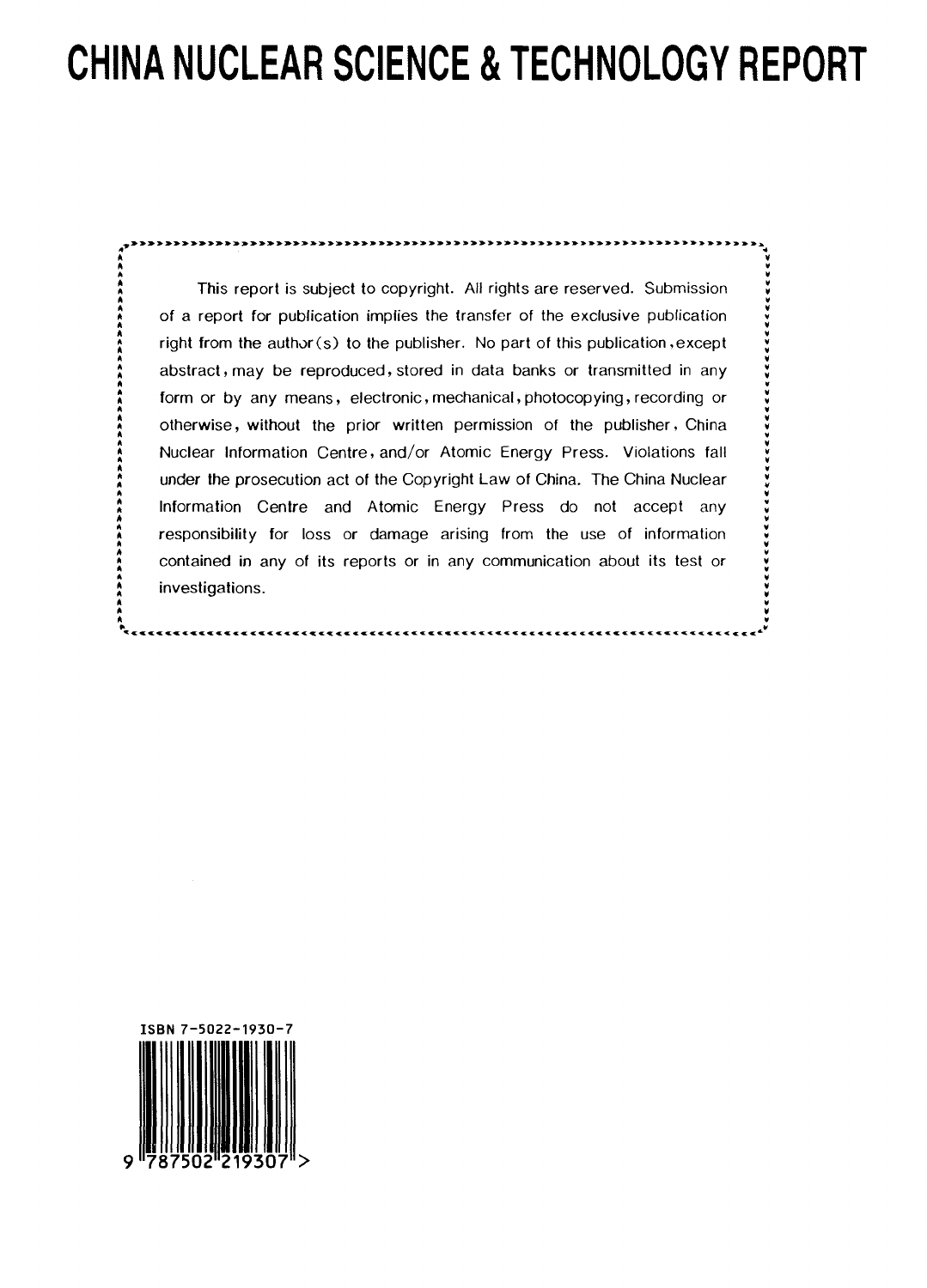# CHINA NUCLEAR SCIENCE & TECHNOLOGY REPORT

This report is subject to copyright. All rights are reserved. Submission of a report for publication implies the transfer of the exclusive publication right from the author(s) to the publisher. No part of this publication, except abstract, may be reproduced, stored in data banks or transmitted in any form or by any means, electronic, mechanical, photocopying, recording or otherwise, without the prior written permission of the publisher, China Nuclear Information Centre, and/or Atomic Energy Press. Violations fall under the prosecution act of the Copyright Law of China. The China Nuclear Information Centre and Atomic Energy Press do not accept any responsibility for loss or damage arising from the use of information contained in any of its reports or in any communication about its test or investigations.

ISBN 7-5022-1930-7

9 787502 219307 >